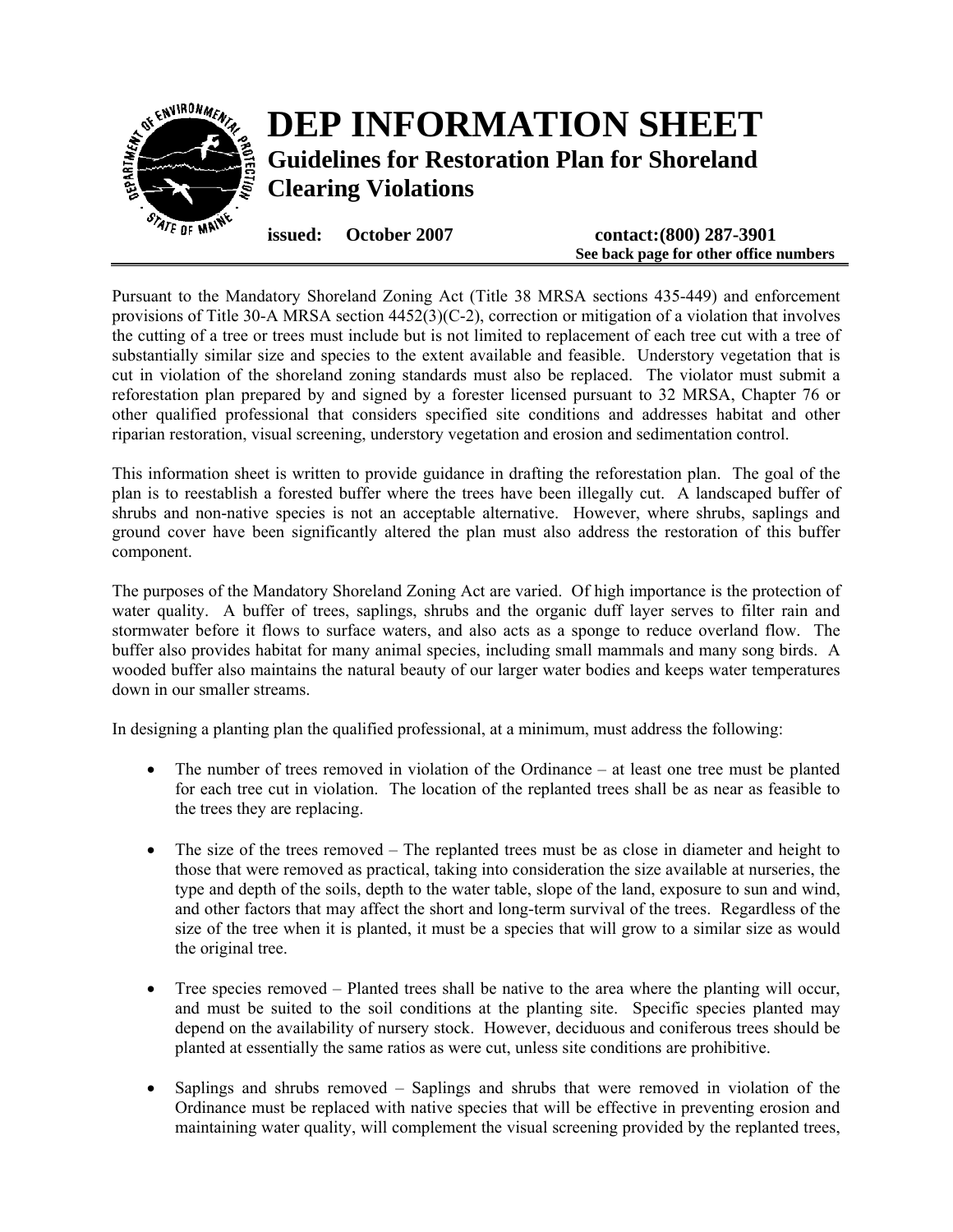# DEP INFORMATION SHEET

## Guidelines for Restoration Plan for Shoreland Clearing Violations

**issued: October 2007** **contact:(800) 287-3901**
**See back page for other office numbers**

Pursuant to the Mandatory Shoreland Zoning Act (Title 38 MRSA sections 435-449) and enforcement provisions of Title 30-A MRSA section 4452(3)(C-2), correction or mitigation of a violation that involves the cutting of a tree or trees must include but is not limited to replacement of each tree cut with a tree of substantially similar size and species to the extent available and feasible. Understory vegetation that is cut in violation of the shoreland zoning standards must also be replaced. The violator must submit a reforestation plan prepared by and signed by a forester licensed pursuant to 32 MRSA, Chapter 76 or other qualified professional that considers specified site conditions and addresses habitat and other riparian restoration, visual screening, understory vegetation and erosion and sedimentation control.

This information sheet is written to provide guidance in drafting the reforestation plan. The goal of the plan is to reestablish a forested buffer where the trees have been illegally cut. A landscaped buffer of shrubs and non-native species is not an acceptable alternative. However, where shrubs, saplings and ground cover have been significantly altered the plan must also address the restoration of this buffer component.

The purposes of the Mandatory Shoreland Zoning Act are varied. Of high importance is the protection of water quality. A buffer of trees, saplings, shrubs and the organic duff layer serves to filter rain and stormwater before it flows to surface waters, and also acts as a sponge to reduce overland flow. The buffer also provides habitat for many animal species, including small mammals and many song birds. A wooded buffer also maintains the natural beauty of our larger water bodies and keeps water temperatures down in our smaller streams.

In designing a planting plan the qualified professional, at a minimum, must address the following:

- The number of trees removed in violation of the Ordinance – at least one tree must be planted for each tree cut in violation. The location of the replanted trees shall be as near as feasible to the trees they are replacing.
- The size of the trees removed – The replanted trees must be as close in diameter and height to those that were removed as practical, taking into consideration the size available at nurseries, the type and depth of the soils, depth to the water table, slope of the land, exposure to sun and wind, and other factors that may affect the short and long-term survival of the trees. Regardless of the size of the tree when it is planted, it must be a species that will grow to a similar size as would the original tree.
- Tree species removed – Planted trees shall be native to the area where the planting will occur, and must be suited to the soil conditions at the planting site. Specific species planted may depend on the availability of nursery stock. However, deciduous and coniferous trees should be planted at essentially the same ratios as were cut, unless site conditions are prohibitive.
- Saplings and shrubs removed – Saplings and shrubs that were removed in violation of the Ordinance must be replaced with native species that will be effective in preventing erosion and maintaining water quality, will complement the visual screening provided by the replanted trees,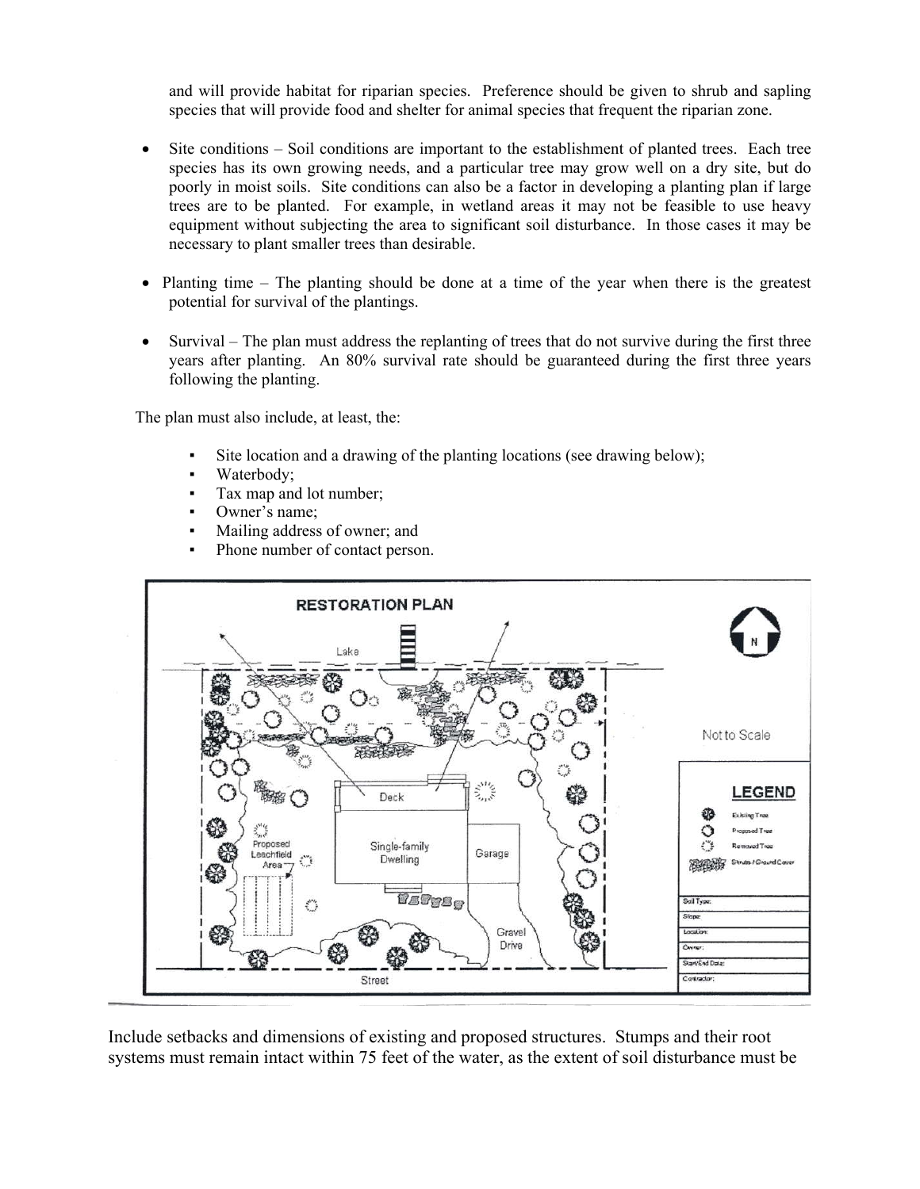and will provide habitat for riparian species. Preference should be given to shrub and sapling species that will provide food and shelter for animal species that frequent the riparian zone.

- Site conditions – Soil conditions are important to the establishment of planted trees. Each tree species has its own growing needs, and a particular tree may grow well on a dry site, but do poorly in moist soils. Site conditions can also be a factor in developing a planting plan if large trees are to be planted. For example, in wetland areas it may not be feasible to use heavy equipment without subjecting the area to significant soil disturbance. In those cases it may be necessary to plant smaller trees than desirable.

- Planting time – The planting should be done at a time of the year when there is the greatest potential for survival of the plantings.

- Survival – The plan must address the replanting of trees that do not survive during the first three years after planting. An 80% survival rate should be guaranteed during the first three years following the planting.

The plan must also include, at least, the:

- Site location and a drawing of the planting locations (see drawing below);
- Waterbody;
- Tax map and lot number;
- Owner's name;
- Mailing address of owner; and
- Phone number of contact person.

Include setbacks and dimensions of existing and proposed structures. Stumps and their root systems must remain intact within 75 feet of the water, as the extent of soil disturbance must be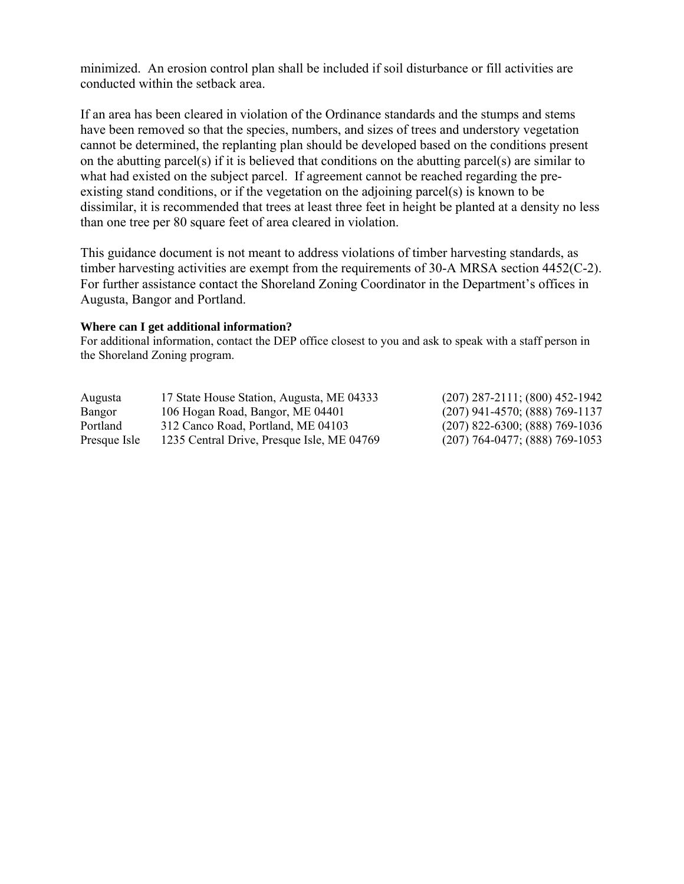minimized. An erosion control plan shall be included if soil disturbance or fill activities are conducted within the setback area.

If an area has been cleared in violation of the Ordinance standards and the stumps and stems have been removed so that the species, numbers, and sizes of trees and understory vegetation cannot be determined, the replanting plan should be developed based on the conditions present on the abutting parcel(s) if it is believed that conditions on the abutting parcel(s) are similar to what had existed on the subject parcel. If agreement cannot be reached regarding the pre-existing stand conditions, or if the vegetation on the adjoining parcel(s) is known to be dissimilar, it is recommended that trees at least three feet in height be planted at a density no less than one tree per 80 square feet of area cleared in violation.

This guidance document is not meant to address violations of timber harvesting standards, as timber harvesting activities are exempt from the requirements of 30-A MRSA section 4452(C-2). For further assistance contact the Shoreland Zoning Coordinator in the Department's offices in Augusta, Bangor and Portland.

**Where can I get additional information?**

For additional information, contact the DEP office closest to you and ask to speak with a staff person in the Shoreland Zoning program.

| | | |
|---|---|---|
| Augusta | 17 State House Station, Augusta, ME 04333 | (207) 287-2111; (800) 452-1942 |
| Bangor | 106 Hogan Road, Bangor, ME 04401 | (207) 941-4570; (888) 769-1137 |
| Portland | 312 Canco Road, Portland, ME 04103 | (207) 822-6300; (888) 769-1036 |
| Presque Isle | 1235 Central Drive, Presque Isle, ME 04769 | (207) 764-0477; (888) 769-1053 |